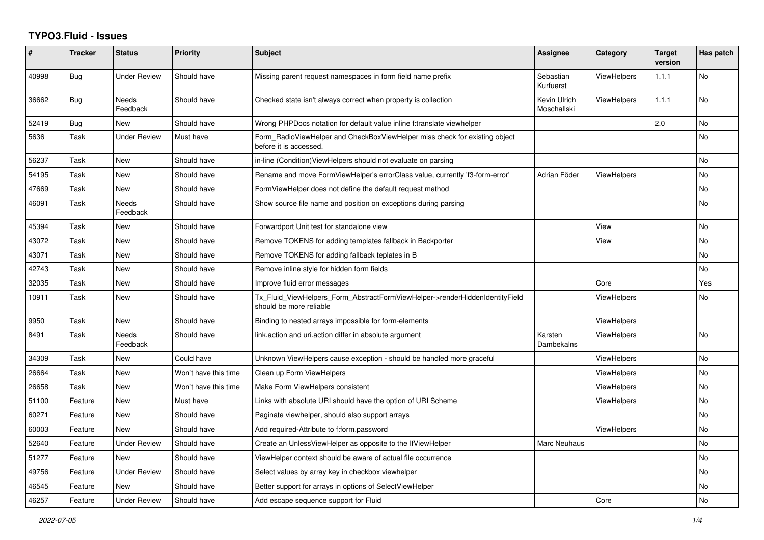# TYPO3.Fluid - Issues

| # | Tracker | Status | Priority | Subject | Assignee | Category | Target version | Has patch |
|---|---|---|---|---|---|---|---|---|
| 40998 | Bug | Under Review | Should have | Missing parent request namespaces in form field name prefix | Sebastian Kurfuerst | ViewHelpers | 1.1.1 | No |
| 36662 | Bug | Needs Feedback | Should have | Checked state isn't always correct when property is collection | Kevin Ulrich Moschallski | ViewHelpers | 1.1.1 | No |
| 52419 | Bug | New | Should have | Wrong PHPDocs notation for default value inline f:translate viewhelper | | | 2.0 | No |
| 5636 | Task | Under Review | Must have | Form_RadioViewHelper and CheckBoxViewHelper miss check for existing object before it is accessed. | | | | No |
| 56237 | Task | New | Should have | in-line (Condition)ViewHelpers should not evaluate on parsing | | | | No |
| 54195 | Task | New | Should have | Rename and move FormViewHelper's errorClass value, currently 'f3-form-error' | Adrian Föder | ViewHelpers | | No |
| 47669 | Task | New | Should have | FormViewHelper does not define the default request method | | | | No |
| 46091 | Task | Needs Feedback | Should have | Show source file name and position on exceptions during parsing | | | | No |
| 45394 | Task | New | Should have | Forwardport Unit test for standalone view | | View | | No |
| 43072 | Task | New | Should have | Remove TOKENS for adding templates fallback in Backporter | | View | | No |
| 43071 | Task | New | Should have | Remove TOKENS for adding fallback teplates in B | | | | No |
| 42743 | Task | New | Should have | Remove inline style for hidden form fields | | | | No |
| 32035 | Task | New | Should have | Improve fluid error messages | | Core | | Yes |
| 10911 | Task | New | Should have | Tx_Fluid_ViewHelpers_Form_AbstractFormViewHelper->renderHiddenIdentityField should be more reliable | | ViewHelpers | | No |
| 9950 | Task | New | Should have | Binding to nested arrays impossible for form-elements | | ViewHelpers | | |
| 8491 | Task | Needs Feedback | Should have | link.action and uri.action differ in absolute argument | Karsten Dambekalns | ViewHelpers | | No |
| 34309 | Task | New | Could have | Unknown ViewHelpers cause exception - should be handled more graceful | | ViewHelpers | | No |
| 26664 | Task | New | Won't have this time | Clean up Form ViewHelpers | | ViewHelpers | | No |
| 26658 | Task | New | Won't have this time | Make Form ViewHelpers consistent | | ViewHelpers | | No |
| 51100 | Feature | New | Must have | Links with absolute URI should have the option of URI Scheme | | ViewHelpers | | No |
| 60271 | Feature | New | Should have | Paginate viewhelper, should also support arrays | | | | No |
| 60003 | Feature | New | Should have | Add required-Attribute to f:form.password | | ViewHelpers | | No |
| 52640 | Feature | Under Review | Should have | Create an UnlessViewHelper as opposite to the IfViewHelper | Marc Neuhaus | | | No |
| 51277 | Feature | New | Should have | ViewHelper context should be aware of actual file occurrence | | | | No |
| 49756 | Feature | Under Review | Should have | Select values by array key in checkbox viewhelper | | | | No |
| 46545 | Feature | New | Should have | Better support for arrays in options of SelectViewHelper | | | | No |
| 46257 | Feature | Under Review | Should have | Add escape sequence support for Fluid | | Core | | No |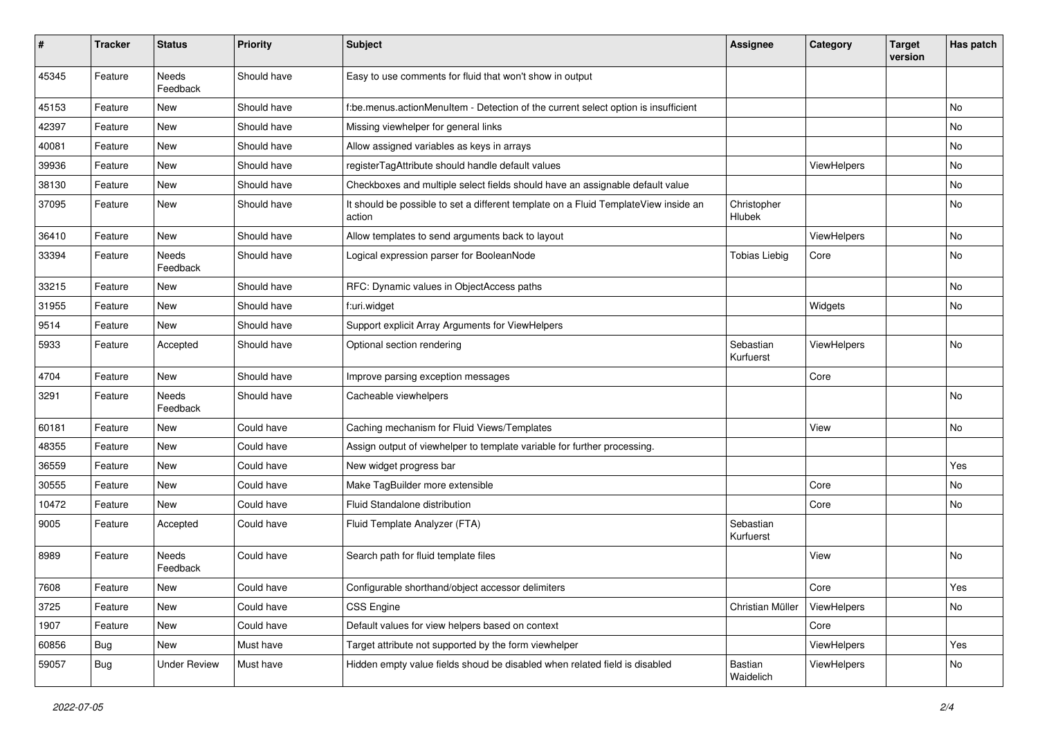| # | Tracker | Status | Priority | Subject | Assignee | Category | Target version | Has patch |
|---|---|---|---|---|---|---|---|---|
| 45345 | Feature | Needs Feedback | Should have | Easy to use comments for fluid that won't show in output | | | | |
| 45153 | Feature | New | Should have | f:be.menus.actionMenuItem - Detection of the current select option is insufficient | | | | No |
| 42397 | Feature | New | Should have | Missing viewhelper for general links | | | | No |
| 40081 | Feature | New | Should have | Allow assigned variables as keys in arrays | | | | No |
| 39936 | Feature | New | Should have | registerTagAttribute should handle default values | | ViewHelpers | | No |
| 38130 | Feature | New | Should have | Checkboxes and multiple select fields should have an assignable default value | | | | No |
| 37095 | Feature | New | Should have | It should be possible to set a different template on a Fluid TemplateView inside an action | Christopher Hlubek | | | No |
| 36410 | Feature | New | Should have | Allow templates to send arguments back to layout | | ViewHelpers | | No |
| 33394 | Feature | Needs Feedback | Should have | Logical expression parser for BooleanNode | Tobias Liebig | Core | | No |
| 33215 | Feature | New | Should have | RFC: Dynamic values in ObjectAccess paths | | | | No |
| 31955 | Feature | New | Should have | f:uri.widget | | Widgets | | No |
| 9514 | Feature | New | Should have | Support explicit Array Arguments for ViewHelpers | | | | |
| 5933 | Feature | Accepted | Should have | Optional section rendering | Sebastian Kurfuerst | ViewHelpers | | No |
| 4704 | Feature | New | Should have | Improve parsing exception messages | | Core | | |
| 3291 | Feature | Needs Feedback | Should have | Cacheable viewhelpers | | | | No |
| 60181 | Feature | New | Could have | Caching mechanism for Fluid Views/Templates | | View | | No |
| 48355 | Feature | New | Could have | Assign output of viewhelper to template variable for further processing. | | | | |
| 36559 | Feature | New | Could have | New widget progress bar | | | | Yes |
| 30555 | Feature | New | Could have | Make TagBuilder more extensible | | Core | | No |
| 10472 | Feature | New | Could have | Fluid Standalone distribution | | Core | | No |
| 9005 | Feature | Accepted | Could have | Fluid Template Analyzer (FTA) | Sebastian Kurfuerst | | | |
| 8989 | Feature | Needs Feedback | Could have | Search path for fluid template files | | View | | No |
| 7608 | Feature | New | Could have | Configurable shorthand/object accessor delimiters | | Core | | Yes |
| 3725 | Feature | New | Could have | CSS Engine | Christian Müller | ViewHelpers | | No |
| 1907 | Feature | New | Could have | Default values for view helpers based on context | | Core | | |
| 60856 | Bug | New | Must have | Target attribute not supported by the form viewhelper | | ViewHelpers | | Yes |
| 59057 | Bug | Under Review | Must have | Hidden empty value fields shoud be disabled when related field is disabled | Bastian Waidelich | ViewHelpers | | No |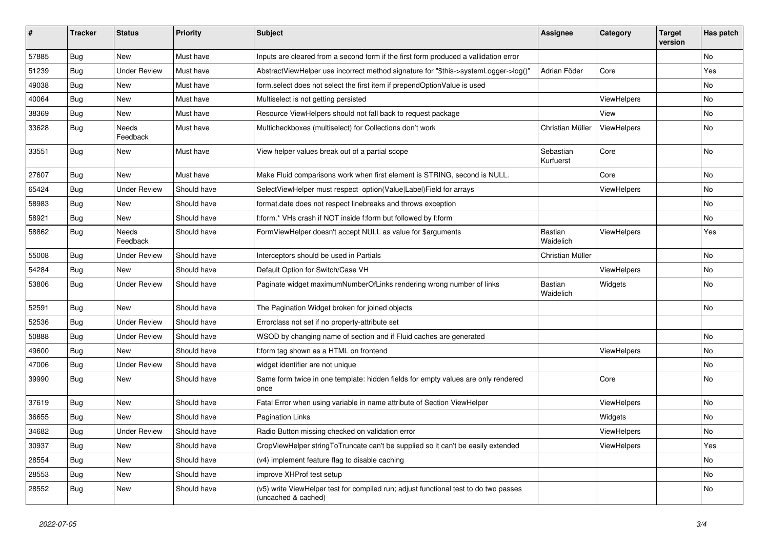| # | Tracker | Status | Priority | Subject | Assignee | Category | Target version | Has patch |
|---|---|---|---|---|---|---|---|---|
| 57885 | Bug | New | Must have | Inputs are cleared from a second form if the first form produced a vallidation error | | | | No |
| 51239 | Bug | Under Review | Must have | AbstractViewHelper use incorrect method signature for "$this->systemLogger->log()" | Adrian Föder | Core | | Yes |
| 49038 | Bug | New | Must have | form.select does not select the first item if prependOptionValue is used | | | | No |
| 40064 | Bug | New | Must have | Multiselect is not getting persisted | | ViewHelpers | | No |
| 38369 | Bug | New | Must have | Resource ViewHelpers should not fall back to request package | | View | | No |
| 33628 | Bug | Needs Feedback | Must have | Multicheckboxes (multiselect) for Collections don't work | Christian Müller | ViewHelpers | | No |
| 33551 | Bug | New | Must have | View helper values break out of a partial scope | Sebastian Kurfuerst | Core | | No |
| 27607 | Bug | New | Must have | Make Fluid comparisons work when first element is STRING, second is NULL. | | Core | | No |
| 65424 | Bug | Under Review | Should have | SelectViewHelper must respect option(Value\|Label)Field for arrays | | ViewHelpers | | No |
| 58983 | Bug | New | Should have | format.date does not respect linebreaks and throws exception | | | | No |
| 58921 | Bug | New | Should have | f:form.* VHs crash if NOT inside f:form but followed by f:form | | | | No |
| 58862 | Bug | Needs Feedback | Should have | FormViewHelper doesn't accept NULL as value for $arguments | Bastian Waidelich | ViewHelpers | | Yes |
| 55008 | Bug | Under Review | Should have | Interceptors should be used in Partials | Christian Müller | | | No |
| 54284 | Bug | New | Should have | Default Option for Switch/Case VH | | ViewHelpers | | No |
| 53806 | Bug | Under Review | Should have | Paginate widget maximumNumberOfLinks rendering wrong number of links | Bastian Waidelich | Widgets | | No |
| 52591 | Bug | New | Should have | The Pagination Widget broken for joined objects | | | | No |
| 52536 | Bug | Under Review | Should have | Errorclass not set if no property-attribute set | | | | |
| 50888 | Bug | Under Review | Should have | WSOD by changing name of section and if Fluid caches are generated | | | | No |
| 49600 | Bug | New | Should have | f:form tag shown as a HTML on frontend | | ViewHelpers | | No |
| 47006 | Bug | Under Review | Should have | widget identifier are not unique | | | | No |
| 39990 | Bug | New | Should have | Same form twice in one template: hidden fields for empty values are only rendered once | | Core | | No |
| 37619 | Bug | New | Should have | Fatal Error when using variable in name attribute of Section ViewHelper | | ViewHelpers | | No |
| 36655 | Bug | New | Should have | Pagination Links | | Widgets | | No |
| 34682 | Bug | Under Review | Should have | Radio Button missing checked on validation error | | ViewHelpers | | No |
| 30937 | Bug | New | Should have | CropViewHelper stringToTruncate can't be supplied so it can't be easily extended | | ViewHelpers | | Yes |
| 28554 | Bug | New | Should have | (v4) implement feature flag to disable caching | | | | No |
| 28553 | Bug | New | Should have | improve XHProf test setup | | | | No |
| 28552 | Bug | New | Should have | (v5) write ViewHelper test for compiled run; adjust functional test to do two passes (uncached & cached) | | | | No |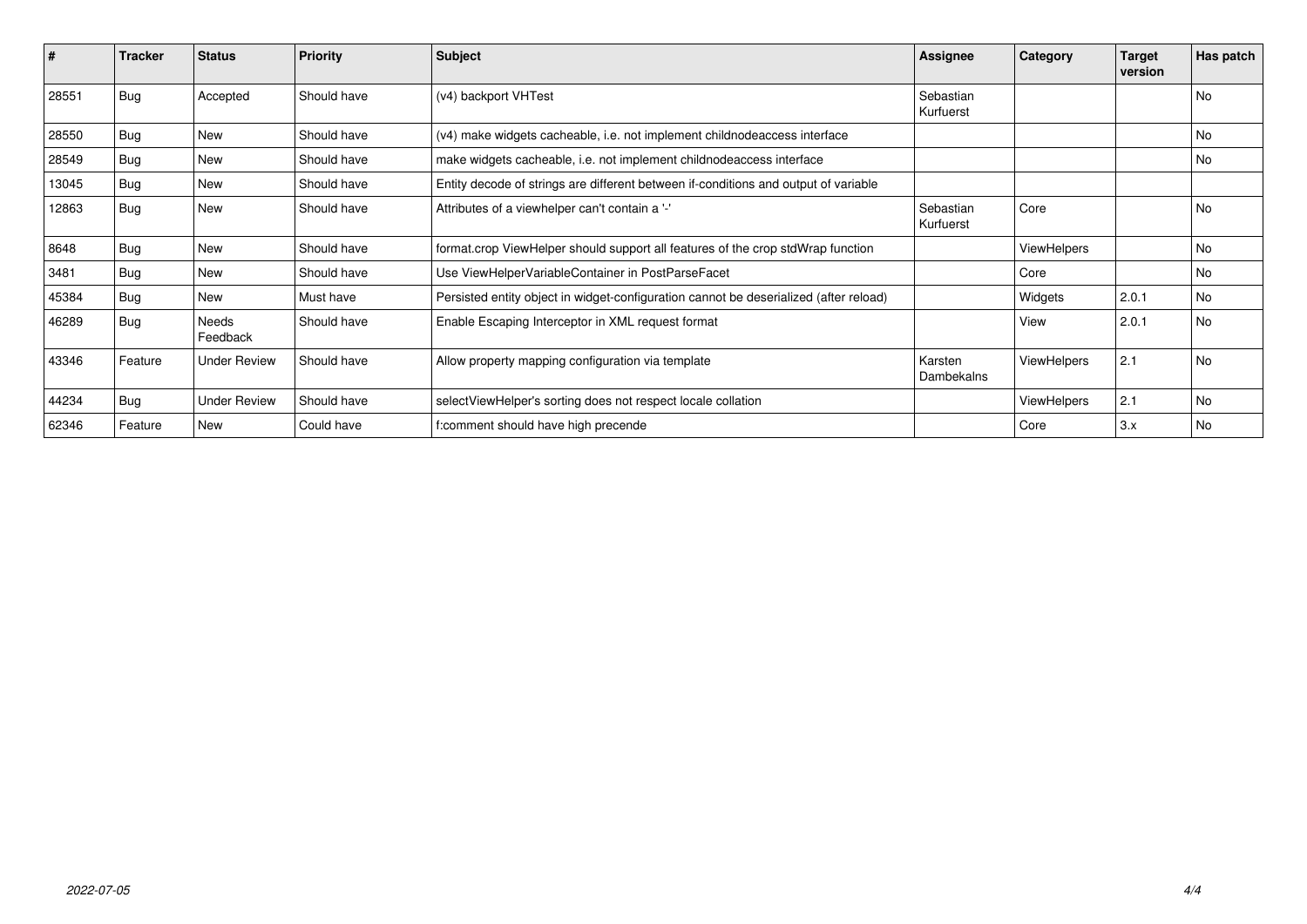| # | Tracker | Status | Priority | Subject | Assignee | Category | Target version | Has patch |
|---|---|---|---|---|---|---|---|---|
| 28551 | Bug | Accepted | Should have | (v4) backport VHTest | Sebastian Kurfuerst | | | No |
| 28550 | Bug | New | Should have | (v4) make widgets cacheable, i.e. not implement childnodeaccess interface | | | | No |
| 28549 | Bug | New | Should have | make widgets cacheable, i.e. not implement childnodeaccess interface | | | | No |
| 13045 | Bug | New | Should have | Entity decode of strings are different between if-conditions and output of variable | | | | |
| 12863 | Bug | New | Should have | Attributes of a viewhelper can't contain a '-' | Sebastian Kurfuerst | Core | | No |
| 8648 | Bug | New | Should have | format.crop ViewHelper should support all features of the crop stdWrap function | | ViewHelpers | | No |
| 3481 | Bug | New | Should have | Use ViewHelperVariableContainer in PostParseFacet | | Core | | No |
| 45384 | Bug | New | Must have | Persisted entity object in widget-configuration cannot be deserialized (after reload) | | Widgets | 2.0.1 | No |
| 46289 | Bug | Needs Feedback | Should have | Enable Escaping Interceptor in XML request format | | View | 2.0.1 | No |
| 43346 | Feature | Under Review | Should have | Allow property mapping configuration via template | Karsten Dambekalns | ViewHelpers | 2.1 | No |
| 44234 | Bug | Under Review | Should have | selectViewHelper's sorting does not respect locale collation | | ViewHelpers | 2.1 | No |
| 62346 | Feature | New | Could have | f:comment should have high precende | | Core | 3.x | No |

*2022-07-05*